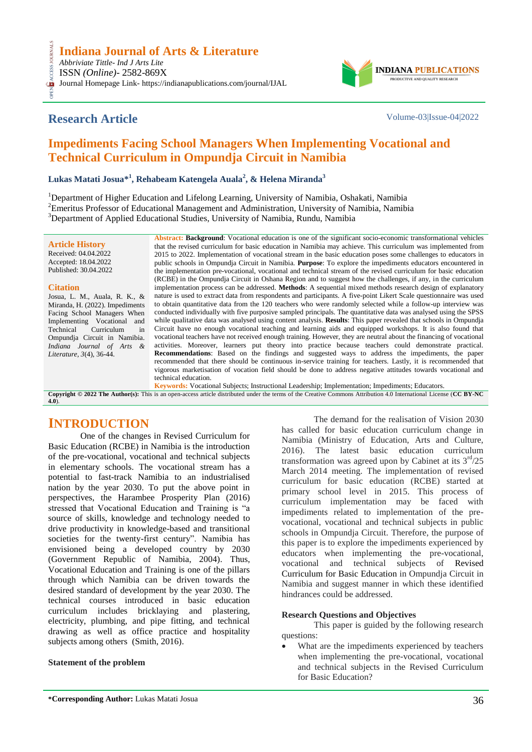# Indiana Journal of Arts & Literature

*Abbriviate Tittle- Ind J Arts Lite*
ISSN *(Online)*- 2582-869X
Journal Homepage Link- https://indianapublications.com/journal/IJAL

## Research Article

# Impediments Facing School Managers When Implementing Vocational and Technical Curriculum in Ompundja Circuit in Namibia

**Lukas Matati Josua*[1], Rehabeam Katengela Auala[2], & Helena Miranda[3]**

[1]Department of Higher Education and Lifelong Learning, University of Namibia, Oshakati, Namibia
[2]Emeritus Professor of Educational Management and Administration, University of Namibia, Namibia
[3]Department of Applied Educational Studies, University of Namibia, Rundu, Namibia

**Article History**
Received: 04.04.2022
Accepted: 18.04.2022
Published: 30.04.2022

**Citation**
Josua, L. M., Auala, R. K., & Miranda, H. (2022). Impediments Facing School Managers When Implementing Vocational and Technical Curriculum in Ompundja Circuit in Namibia. *Indiana Journal of Arts & Literature*, *3*(4), 36-44.

**Abstract: Background**: Vocational education is one of the significant socio-economic transformational vehicles that the revised curriculum for basic education in Namibia may achieve. This curriculum was implemented from 2015 to 2022. Implementation of vocational stream in the basic education poses some challenges to educators in public schools in Ompundja Circuit in Namibia. **Purpose**: To explore the impediments educators encountered in the implementation pre-vocational, vocational and technical stream of the revised curriculum for basic education (RCBE) in the Ompundja Circuit in Oshana Region and to suggest how the challenges, if any, in the curriculum implementation process can be addressed. **Methods**: A sequential mixed methods research design of explanatory nature is used to extract data from respondents and participants. A five-point Likert Scale questionnaire was used to obtain quantitative data from the 120 teachers who were randomly selected while a follow-up interview was conducted individually with five purposive sampled principals. The quantitative data was analysed using the SPSS while qualitative data was analysed using content analysis. **Results**: This paper revealed that schools in Ompundja Circuit have no enough vocational teaching and learning aids and equipped workshops. It is also found that vocational teachers have not received enough training. However, they are neutral about the financing of vocational activities. Moreover, learners put theory into practice because teachers could demonstrate practical. **Recommendations**: Based on the findings and suggested ways to address the impediments, the paper recommended that there should be continuous in-service training for teachers. Lastly, it is recommended that vigorous marketisation of vocation field should be done to address negative attitudes towards vocational and technical education.

**Keywords:** Vocational Subjects; Instructional Leadership; Implementation; Impediments; Educators.

**Copyright © 2022 The Author(s):** This is an open-access article distributed under the terms of the Creative Commons Attribution 4.0 International License (**CC BY-NC 4.0**).

## INTRODUCTION

One of the changes in Revised Curriculum for Basic Education (RCBE) in Namibia is the introduction of the pre-vocational, vocational and technical subjects in elementary schools. The vocational stream has a potential to fast-track Namibia to an industrialised nation by the year 2030. To put the above point in perspectives, the Harambee Prosperity Plan (2016) stressed that Vocational Education and Training is "a source of skills, knowledge and technology needed to drive productivity in knowledge-based and transitional societies for the twenty-first century". Namibia has envisioned being a developed country by 2030 (Government Republic of Namibia, 2004). Thus, Vocational Education and Training is one of the pillars through which Namibia can be driven towards the desired standard of development by the year 2030. The technical courses introduced in basic education curriculum includes bricklaying and plastering, electricity, plumbing, and pipe fitting, and technical drawing as well as office practice and hospitality subjects among others (Smith, 2016).

### Statement of the problem

The demand for the realisation of Vision 2030 has called for basic education curriculum change in Namibia (Ministry of Education, Arts and Culture, 2016). The latest basic education curriculum transformation was agreed upon by Cabinet at its 3rd/25 March 2014 meeting. The implementation of revised curriculum for basic education (RCBE) started at primary school level in 2015. This process of curriculum implementation may be faced with impediments related to implementation of the pre-vocational, vocational and technical subjects in public schools in Ompundja Circuit. Therefore, the purpose of this paper is to explore the impediments experienced by educators when implementing the pre-vocational, vocational and technical subjects of Revised Curriculum for Basic Education in Ompundja Circuit in Namibia and suggest manner in which these identified hindrances could be addressed.

### Research Questions and Objectives

This paper is guided by the following research questions:

- What are the impediments experienced by teachers when implementing the pre-vocational, vocational and technical subjects in the Revised Curriculum for Basic Education?

*Corresponding Author:** Lukas Matati Josua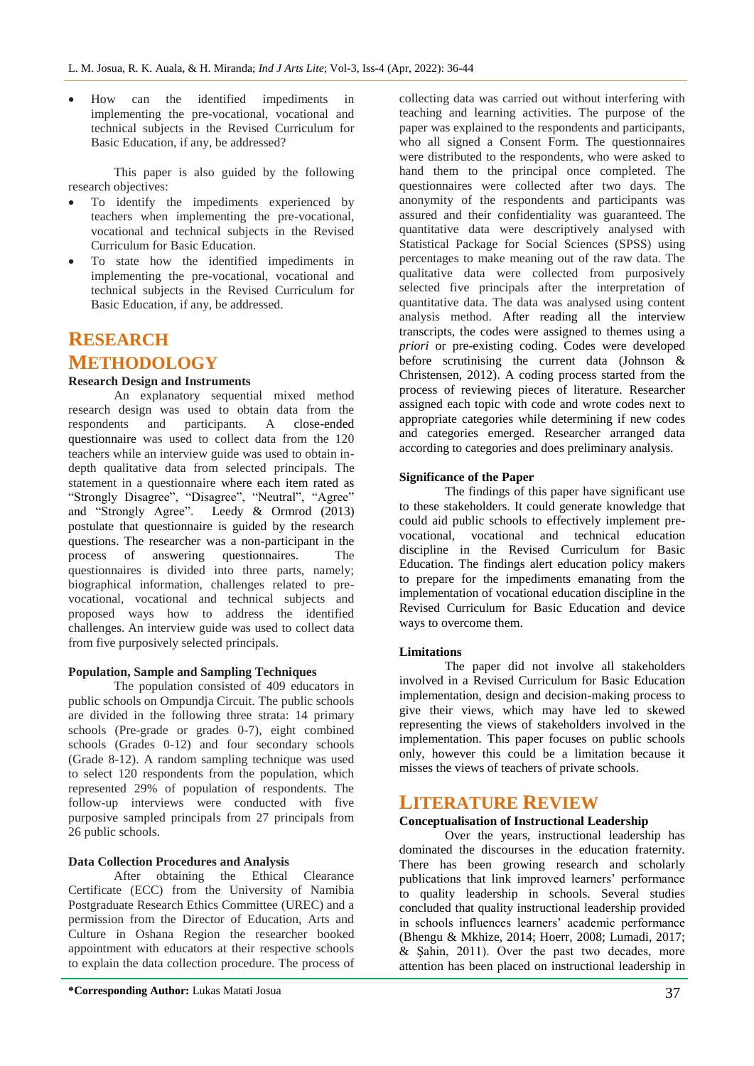- How can the identified impediments in implementing the pre-vocational, vocational and technical subjects in the Revised Curriculum for Basic Education, if any, be addressed?

This paper is also guided by the following research objectives:

- To identify the impediments experienced by teachers when implementing the pre-vocational, vocational and technical subjects in the Revised Curriculum for Basic Education.
- To state how the identified impediments in implementing the pre-vocational, vocational and technical subjects in the Revised Curriculum for Basic Education, if any, be addressed.

## RESEARCH METHODOLOGY

### Research Design and Instruments

An explanatory sequential mixed method research design was used to obtain data from the respondents and participants. A close-ended questionnaire was used to collect data from the 120 teachers while an interview guide was used to obtain in-depth qualitative data from selected principals. The statement in a questionnaire where each item rated as "Strongly Disagree", "Disagree", "Neutral", "Agree" and "Strongly Agree". Leedy & Ormrod (2013) postulate that questionnaire is guided by the research questions. The researcher was a non-participant in the process of answering questionnaires. The questionnaires is divided into three parts, namely; biographical information, challenges related to pre-vocational, vocational and technical subjects and proposed ways how to address the identified challenges. An interview guide was used to collect data from five purposively selected principals.

### Population, Sample and Sampling Techniques

The population consisted of 409 educators in public schools on Ompundja Circuit. The public schools are divided in the following three strata: 14 primary schools (Pre-grade or grades 0-7), eight combined schools (Grades 0-12) and four secondary schools (Grade 8-12). A random sampling technique was used to select 120 respondents from the population, which represented 29% of population of respondents. The follow-up interviews were conducted with five purposive sampled principals from 27 principals from 26 public schools.

### Data Collection Procedures and Analysis

After obtaining the Ethical Clearance Certificate (ECC) from the University of Namibia Postgraduate Research Ethics Committee (UREC) and a permission from the Director of Education, Arts and Culture in Oshana Region the researcher booked appointment with educators at their respective schools to explain the data collection procedure. The process of collecting data was carried out without interfering with teaching and learning activities. The purpose of the paper was explained to the respondents and participants, who all signed a Consent Form. The questionnaires were distributed to the respondents, who were asked to hand them to the principal once completed. The questionnaires were collected after two days. The anonymity of the respondents and participants was assured and their confidentiality was guaranteed. The quantitative data were descriptively analysed with Statistical Package for Social Sciences (SPSS) using percentages to make meaning out of the raw data. The qualitative data were collected from purposively selected five principals after the interpretation of quantitative data. The data was analysed using content analysis method. After reading all the interview transcripts, the codes were assigned to themes using a *priori* or pre-existing coding. Codes were developed before scrutinising the current data (Johnson & Christensen, 2012). A coding process started from the process of reviewing pieces of literature. Researcher assigned each topic with code and wrote codes next to appropriate categories while determining if new codes and categories emerged. Researcher arranged data according to categories and does preliminary analysis.

### Significance of the Paper

The findings of this paper have significant use to these stakeholders. It could generate knowledge that could aid public schools to effectively implement pre-vocational, vocational and technical education discipline in the Revised Curriculum for Basic Education. The findings alert education policy makers to prepare for the impediments emanating from the implementation of vocational education discipline in the Revised Curriculum for Basic Education and device ways to overcome them.

### Limitations

The paper did not involve all stakeholders involved in a Revised Curriculum for Basic Education implementation, design and decision-making process to give their views, which may have led to skewed representing the views of stakeholders involved in the implementation. This paper focuses on public schools only, however this could be a limitation because it misses the views of teachers of private schools.

## LITERATURE REVIEW

### Conceptualisation of Instructional Leadership

Over the years, instructional leadership has dominated the discourses in the education fraternity. There has been growing research and scholarly publications that link improved learners' performance to quality leadership in schools. Several studies concluded that quality instructional leadership provided in schools influences learners' academic performance (Bhengu & Mkhize, 2014; Hoerr, 2008; Lumadi, 2017; & Şahin, 2011). Over the past two decades, more attention has been placed on instructional leadership in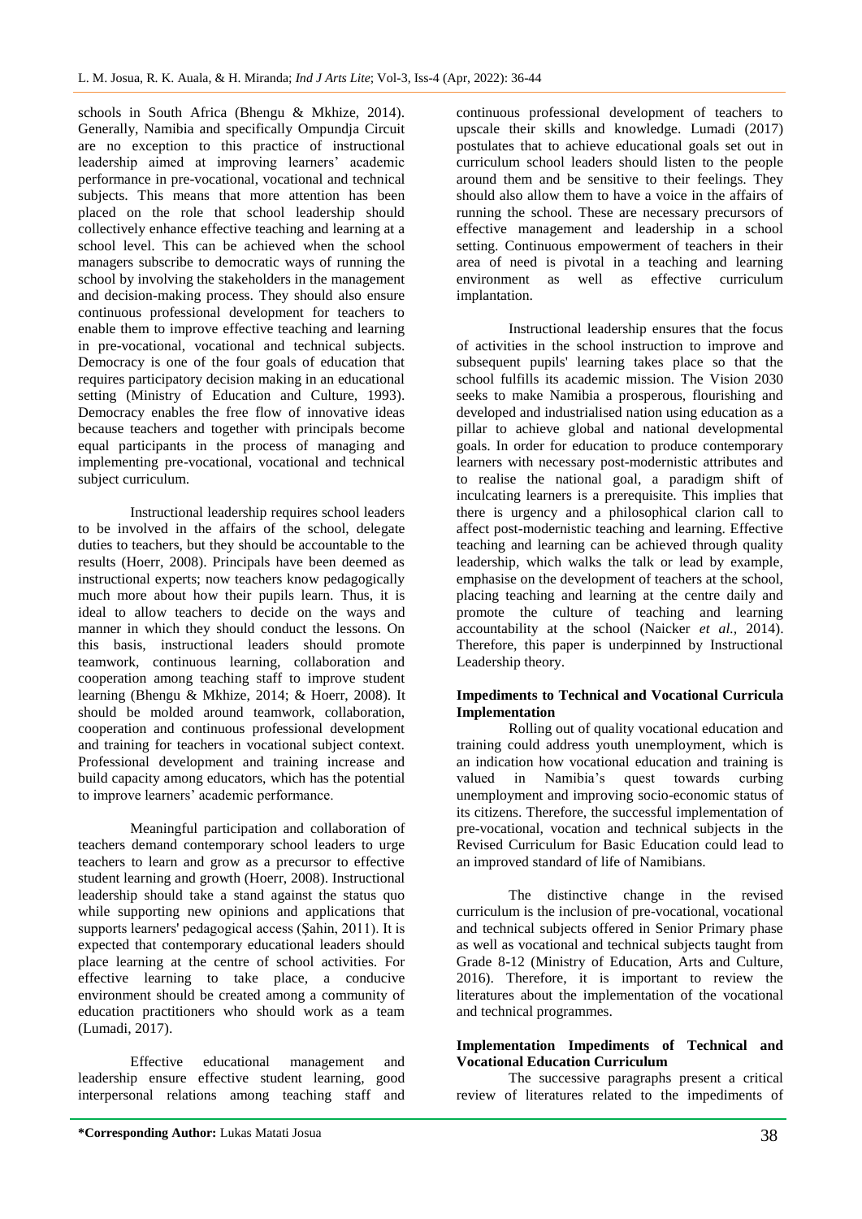schools in South Africa (Bhengu & Mkhize, 2014). Generally, Namibia and specifically Ompundja Circuit are no exception to this practice of instructional leadership aimed at improving learners' academic performance in pre-vocational, vocational and technical subjects. This means that more attention has been placed on the role that school leadership should collectively enhance effective teaching and learning at a school level. This can be achieved when the school managers subscribe to democratic ways of running the school by involving the stakeholders in the management and decision-making process. They should also ensure continuous professional development for teachers to enable them to improve effective teaching and learning in pre-vocational, vocational and technical subjects. Democracy is one of the four goals of education that requires participatory decision making in an educational setting (Ministry of Education and Culture, 1993). Democracy enables the free flow of innovative ideas because teachers and together with principals become equal participants in the process of managing and implementing pre-vocational, vocational and technical subject curriculum.

Instructional leadership requires school leaders to be involved in the affairs of the school, delegate duties to teachers, but they should be accountable to the results (Hoerr, 2008). Principals have been deemed as instructional experts; now teachers know pedagogically much more about how their pupils learn. Thus, it is ideal to allow teachers to decide on the ways and manner in which they should conduct the lessons. On this basis, instructional leaders should promote teamwork, continuous learning, collaboration and cooperation among teaching staff to improve student learning (Bhengu & Mkhize, 2014; & Hoerr, 2008). It should be molded around teamwork, collaboration, cooperation and continuous professional development and training for teachers in vocational subject context. Professional development and training increase and build capacity among educators, which has the potential to improve learners' academic performance.

Meaningful participation and collaboration of teachers demand contemporary school leaders to urge teachers to learn and grow as a precursor to effective student learning and growth (Hoerr, 2008). Instructional leadership should take a stand against the status quo while supporting new opinions and applications that supports learners' pedagogical access (Şahin, 2011). It is expected that contemporary educational leaders should place learning at the centre of school activities. For effective learning to take place, a conducive environment should be created among a community of education practitioners who should work as a team (Lumadi, 2017).

Effective educational management and leadership ensure effective student learning, good interpersonal relations among teaching staff and continuous professional development of teachers to upscale their skills and knowledge. Lumadi (2017) postulates that to achieve educational goals set out in curriculum school leaders should listen to the people around them and be sensitive to their feelings. They should also allow them to have a voice in the affairs of running the school. These are necessary precursors of effective management and leadership in a school setting. Continuous empowerment of teachers in their area of need is pivotal in a teaching and learning environment as well as effective curriculum implantation.

Instructional leadership ensures that the focus of activities in the school instruction to improve and subsequent pupils' learning takes place so that the school fulfills its academic mission. The Vision 2030 seeks to make Namibia a prosperous, flourishing and developed and industrialised nation using education as a pillar to achieve global and national developmental goals. In order for education to produce contemporary learners with necessary post-modernistic attributes and to realise the national goal, a paradigm shift of inculcating learners is a prerequisite. This implies that there is urgency and a philosophical clarion call to affect post-modernistic teaching and learning. Effective teaching and learning can be achieved through quality leadership, which walks the talk or lead by example, emphasise on the development of teachers at the school, placing teaching and learning at the centre daily and promote the culture of teaching and learning accountability at the school (Naicker *et al.*, 2014). Therefore, this paper is underpinned by Instructional Leadership theory.

**Impediments to Technical and Vocational Curricula Implementation**

Rolling out of quality vocational education and training could address youth unemployment, which is an indication how vocational education and training is valued in Namibia's quest towards curbing unemployment and improving socio-economic status of its citizens. Therefore, the successful implementation of pre-vocational, vocation and technical subjects in the Revised Curriculum for Basic Education could lead to an improved standard of life of Namibians.

The distinctive change in the revised curriculum is the inclusion of pre-vocational, vocational and technical subjects offered in Senior Primary phase as well as vocational and technical subjects taught from Grade 8-12 (Ministry of Education, Arts and Culture, 2016). Therefore, it is important to review the literatures about the implementation of the vocational and technical programmes.

**Implementation Impediments of Technical and Vocational Education Curriculum**

The successive paragraphs present a critical review of literatures related to the impediments of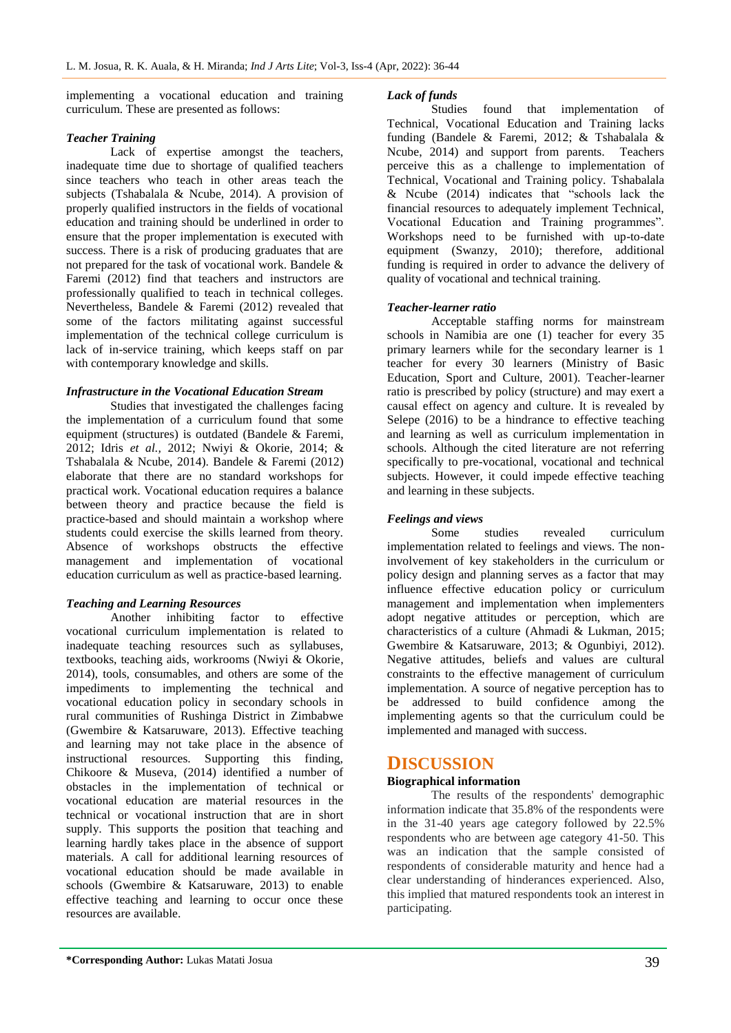implementing a vocational education and training curriculum. These are presented as follows:

### *Teacher Training*

Lack of expertise amongst the teachers, inadequate time due to shortage of qualified teachers since teachers who teach in other areas teach the subjects (Tshabalala & Ncube, 2014). A provision of properly qualified instructors in the fields of vocational education and training should be underlined in order to ensure that the proper implementation is executed with success. There is a risk of producing graduates that are not prepared for the task of vocational work. Bandele & Faremi (2012) find that teachers and instructors are professionally qualified to teach in technical colleges. Nevertheless, Bandele & Faremi (2012) revealed that some of the factors militating against successful implementation of the technical college curriculum is lack of in-service training, which keeps staff on par with contemporary knowledge and skills.

### *Infrastructure in the Vocational Education Stream*

Studies that investigated the challenges facing the implementation of a curriculum found that some equipment (structures) is outdated (Bandele & Faremi, 2012; Idris *et al.*, 2012; Nwiyi & Okorie, 2014; & Tshabalala & Ncube, 2014). Bandele & Faremi (2012) elaborate that there are no standard workshops for practical work. Vocational education requires a balance between theory and practice because the field is practice-based and should maintain a workshop where students could exercise the skills learned from theory. Absence of workshops obstructs the effective management and implementation of vocational education curriculum as well as practice-based learning.

### *Teaching and Learning Resources*

Another inhibiting factor to effective vocational curriculum implementation is related to inadequate teaching resources such as syllabuses, textbooks, teaching aids, workrooms (Nwiyi & Okorie, 2014), tools, consumables, and others are some of the impediments to implementing the technical and vocational education policy in secondary schools in rural communities of Rushinga District in Zimbabwe (Gwembire & Katsaruware, 2013). Effective teaching and learning may not take place in the absence of instructional resources. Supporting this finding, Chikoore & Museva, (2014) identified a number of obstacles in the implementation of technical or vocational education are material resources in the technical or vocational instruction that are in short supply. This supports the position that teaching and learning hardly takes place in the absence of support materials. A call for additional learning resources of vocational education should be made available in schools (Gwembire & Katsaruware, 2013) to enable effective teaching and learning to occur once these resources are available.

### *Lack of funds*

Studies found that implementation of Technical, Vocational Education and Training lacks funding (Bandele & Faremi, 2012; & Tshabalala & Ncube, 2014) and support from parents. Teachers perceive this as a challenge to implementation of Technical, Vocational and Training policy. Tshabalala & Ncube (2014) indicates that "schools lack the financial resources to adequately implement Technical, Vocational Education and Training programmes". Workshops need to be furnished with up-to-date equipment (Swanzy, 2010); therefore, additional funding is required in order to advance the delivery of quality of vocational and technical training.

### *Teacher-learner ratio*

Acceptable staffing norms for mainstream schools in Namibia are one (1) teacher for every 35 primary learners while for the secondary learner is 1 teacher for every 30 learners (Ministry of Basic Education, Sport and Culture, 2001). Teacher-learner ratio is prescribed by policy (structure) and may exert a causal effect on agency and culture. It is revealed by Selepe (2016) to be a hindrance to effective teaching and learning as well as curriculum implementation in schools. Although the cited literature are not referring specifically to pre-vocational, vocational and technical subjects. However, it could impede effective teaching and learning in these subjects.

### *Feelings and views*

Some studies revealed curriculum implementation related to feelings and views. The non-involvement of key stakeholders in the curriculum or policy design and planning serves as a factor that may influence effective education policy or curriculum management and implementation when implementers adopt negative attitudes or perception, which are characteristics of a culture (Ahmadi & Lukman, 2015; Gwembire & Katsaruware, 2013; & Ogunbiyi, 2012). Negative attitudes, beliefs and values are cultural constraints to the effective management of curriculum implementation. A source of negative perception has to be addressed to build confidence among the implementing agents so that the curriculum could be implemented and managed with success.

## DISCUSSION

**Biographical information**

The results of the respondents' demographic information indicate that 35.8% of the respondents were in the 31-40 years age category followed by 22.5% respondents who are between age category 41-50. This was an indication that the sample consisted of respondents of considerable maturity and hence had a clear understanding of hinderances experienced. Also, this implied that matured respondents took an interest in participating.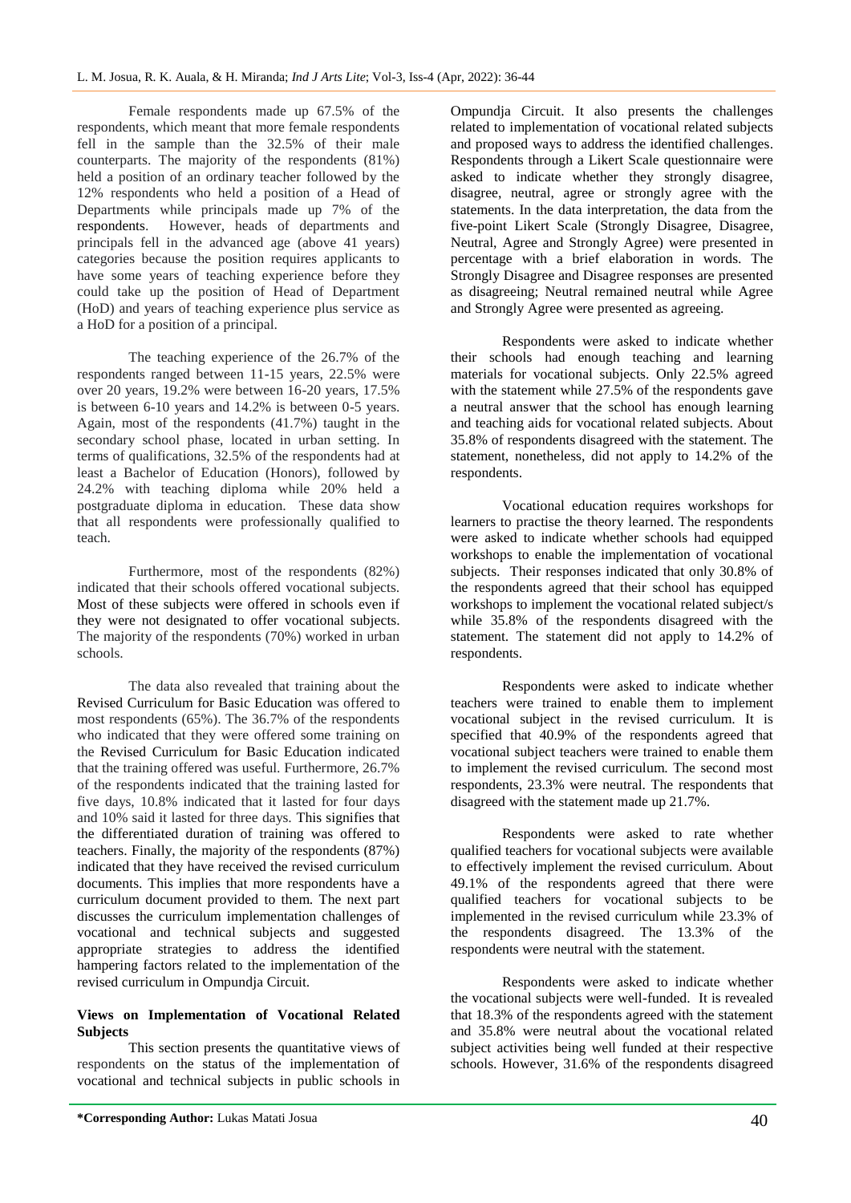Female respondents made up 67.5% of the respondents, which meant that more female respondents fell in the sample than the 32.5% of their male counterparts. The majority of the respondents (81%) held a position of an ordinary teacher followed by the 12% respondents who held a position of a Head of Departments while principals made up 7% of the respondents. However, heads of departments and principals fell in the advanced age (above 41 years) categories because the position requires applicants to have some years of teaching experience before they could take up the position of Head of Department (HoD) and years of teaching experience plus service as a HoD for a position of a principal.

The teaching experience of the 26.7% of the respondents ranged between 11-15 years, 22.5% were over 20 years, 19.2% were between 16-20 years, 17.5% is between 6-10 years and 14.2% is between 0-5 years. Again, most of the respondents (41.7%) taught in the secondary school phase, located in urban setting. In terms of qualifications, 32.5% of the respondents had at least a Bachelor of Education (Honors), followed by 24.2% with teaching diploma while 20% held a postgraduate diploma in education. These data show that all respondents were professionally qualified to teach.

Furthermore, most of the respondents (82%) indicated that their schools offered vocational subjects. Most of these subjects were offered in schools even if they were not designated to offer vocational subjects. The majority of the respondents (70%) worked in urban schools.

The data also revealed that training about the Revised Curriculum for Basic Education was offered to most respondents (65%). The 36.7% of the respondents who indicated that they were offered some training on the Revised Curriculum for Basic Education indicated that the training offered was useful. Furthermore, 26.7% of the respondents indicated that the training lasted for five days, 10.8% indicated that it lasted for four days and 10% said it lasted for three days. This signifies that the differentiated duration of training was offered to teachers. Finally, the majority of the respondents (87%) indicated that they have received the revised curriculum documents. This implies that more respondents have a curriculum document provided to them. The next part discusses the curriculum implementation challenges of vocational and technical subjects and suggested appropriate strategies to address the identified hampering factors related to the implementation of the revised curriculum in Ompundja Circuit.

**Views on Implementation of Vocational Related Subjects**

This section presents the quantitative views of respondents on the status of the implementation of vocational and technical subjects in public schools in Ompundja Circuit. It also presents the challenges related to implementation of vocational related subjects and proposed ways to address the identified challenges. Respondents through a Likert Scale questionnaire were asked to indicate whether they strongly disagree, disagree, neutral, agree or strongly agree with the statements. In the data interpretation, the data from the five-point Likert Scale (Strongly Disagree, Disagree, Neutral, Agree and Strongly Agree) were presented in percentage with a brief elaboration in words. The Strongly Disagree and Disagree responses are presented as disagreeing; Neutral remained neutral while Agree and Strongly Agree were presented as agreeing.

Respondents were asked to indicate whether their schools had enough teaching and learning materials for vocational subjects. Only 22.5% agreed with the statement while 27.5% of the respondents gave a neutral answer that the school has enough learning and teaching aids for vocational related subjects. About 35.8% of respondents disagreed with the statement. The statement, nonetheless, did not apply to 14.2% of the respondents.

Vocational education requires workshops for learners to practise the theory learned. The respondents were asked to indicate whether schools had equipped workshops to enable the implementation of vocational subjects. Their responses indicated that only 30.8% of the respondents agreed that their school has equipped workshops to implement the vocational related subject/s while 35.8% of the respondents disagreed with the statement. The statement did not apply to 14.2% of respondents.

Respondents were asked to indicate whether teachers were trained to enable them to implement vocational subject in the revised curriculum. It is specified that 40.9% of the respondents agreed that vocational subject teachers were trained to enable them to implement the revised curriculum. The second most respondents, 23.3% were neutral. The respondents that disagreed with the statement made up 21.7%.

Respondents were asked to rate whether qualified teachers for vocational subjects were available to effectively implement the revised curriculum. About 49.1% of the respondents agreed that there were qualified teachers for vocational subjects to be implemented in the revised curriculum while 23.3% of the respondents disagreed. The 13.3% of the respondents were neutral with the statement.

Respondents were asked to indicate whether the vocational subjects were well-funded. It is revealed that 18.3% of the respondents agreed with the statement and 35.8% were neutral about the vocational related subject activities being well funded at their respective schools. However, 31.6% of the respondents disagreed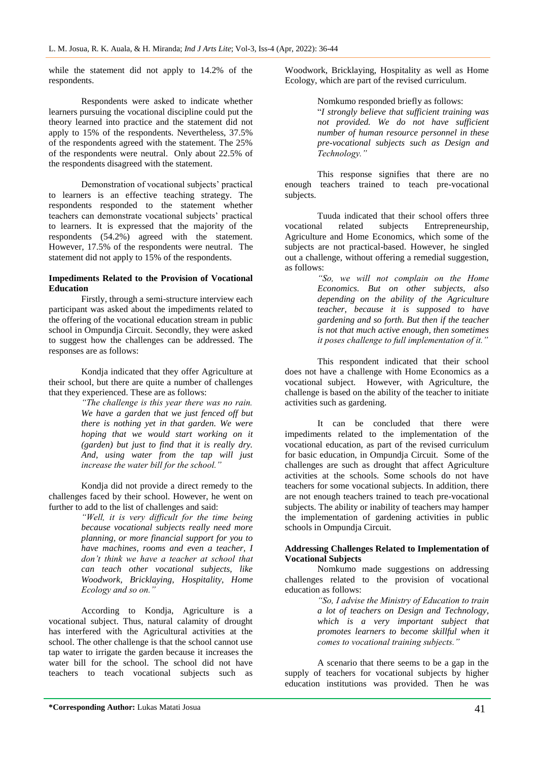while the statement did not apply to 14.2% of the respondents.

Respondents were asked to indicate whether learners pursuing the vocational discipline could put the theory learned into practice and the statement did not apply to 15% of the respondents. Nevertheless, 37.5% of the respondents agreed with the statement. The 25% of the respondents were neutral. Only about 22.5% of the respondents disagreed with the statement.

Demonstration of vocational subjects' practical to learners is an effective teaching strategy. The respondents responded to the statement whether teachers can demonstrate vocational subjects' practical to learners. It is expressed that the majority of the respondents (54.2%) agreed with the statement. However, 17.5% of the respondents were neutral. The statement did not apply to 15% of the respondents.

**Impediments Related to the Provision of Vocational Education**

Firstly, through a semi-structure interview each participant was asked about the impediments related to the offering of the vocational education stream in public school in Ompundja Circuit. Secondly, they were asked to suggest how the challenges can be addressed. The responses are as follows:

Kondja indicated that they offer Agriculture at their school, but there are quite a number of challenges that they experienced. These are as follows:

> *"The challenge is this year there was no rain. We have a garden that we just fenced off but there is nothing yet in that garden. We were hoping that we would start working on it (garden) but just to find that it is really dry. And, using water from the tap will just increase the water bill for the school."*

Kondja did not provide a direct remedy to the challenges faced by their school. However, he went on further to add to the list of challenges and said:

> *"Well, it is very difficult for the time being because vocational subjects really need more planning, or more financial support for you to have machines, rooms and even a teacher, I don't think we have a teacher at school that can teach other vocational subjects, like Woodwork, Bricklaying, Hospitality, Home Ecology and so on."*

According to Kondja, Agriculture is a vocational subject. Thus, natural calamity of drought has interfered with the Agricultural activities at the school. The other challenge is that the school cannot use tap water to irrigate the garden because it increases the water bill for the school. The school did not have teachers to teach vocational subjects such as Woodwork, Bricklaying, Hospitality as well as Home Ecology, which are part of the revised curriculum.

> Nomkumo responded briefly as follows:
>
> "*I strongly believe that sufficient training was not provided. We do not have sufficient number of human resource personnel in these pre-vocational subjects such as Design and Technology."*

This response signifies that there are no enough teachers trained to teach pre-vocational subjects.

Tuuda indicated that their school offers three vocational related subjects Entrepreneurship, Agriculture and Home Economics, which some of the subjects are not practical-based. However, he singled out a challenge, without offering a remedial suggestion, as follows:

> *"So, we will not complain on the Home Economics. But on other subjects, also depending on the ability of the Agriculture teacher, because it is supposed to have gardening and so forth. But then if the teacher is not that much active enough, then sometimes it poses challenge to full implementation of it."*

This respondent indicated that their school does not have a challenge with Home Economics as a vocational subject. However, with Agriculture, the challenge is based on the ability of the teacher to initiate activities such as gardening.

It can be concluded that there were impediments related to the implementation of the vocational education, as part of the revised curriculum for basic education, in Ompundja Circuit. Some of the challenges are such as drought that affect Agriculture activities at the schools. Some schools do not have teachers for some vocational subjects. In addition, there are not enough teachers trained to teach pre-vocational subjects. The ability or inability of teachers may hamper the implementation of gardening activities in public schools in Ompundja Circuit.

**Addressing Challenges Related to Implementation of Vocational Subjects**

Nomkumo made suggestions on addressing challenges related to the provision of vocational education as follows:

> *"So, I advise the Ministry of Education to train a lot of teachers on Design and Technology, which is a very important subject that promotes learners to become skillful when it comes to vocational training subjects."*

A scenario that there seems to be a gap in the supply of teachers for vocational subjects by higher education institutions was provided. Then he was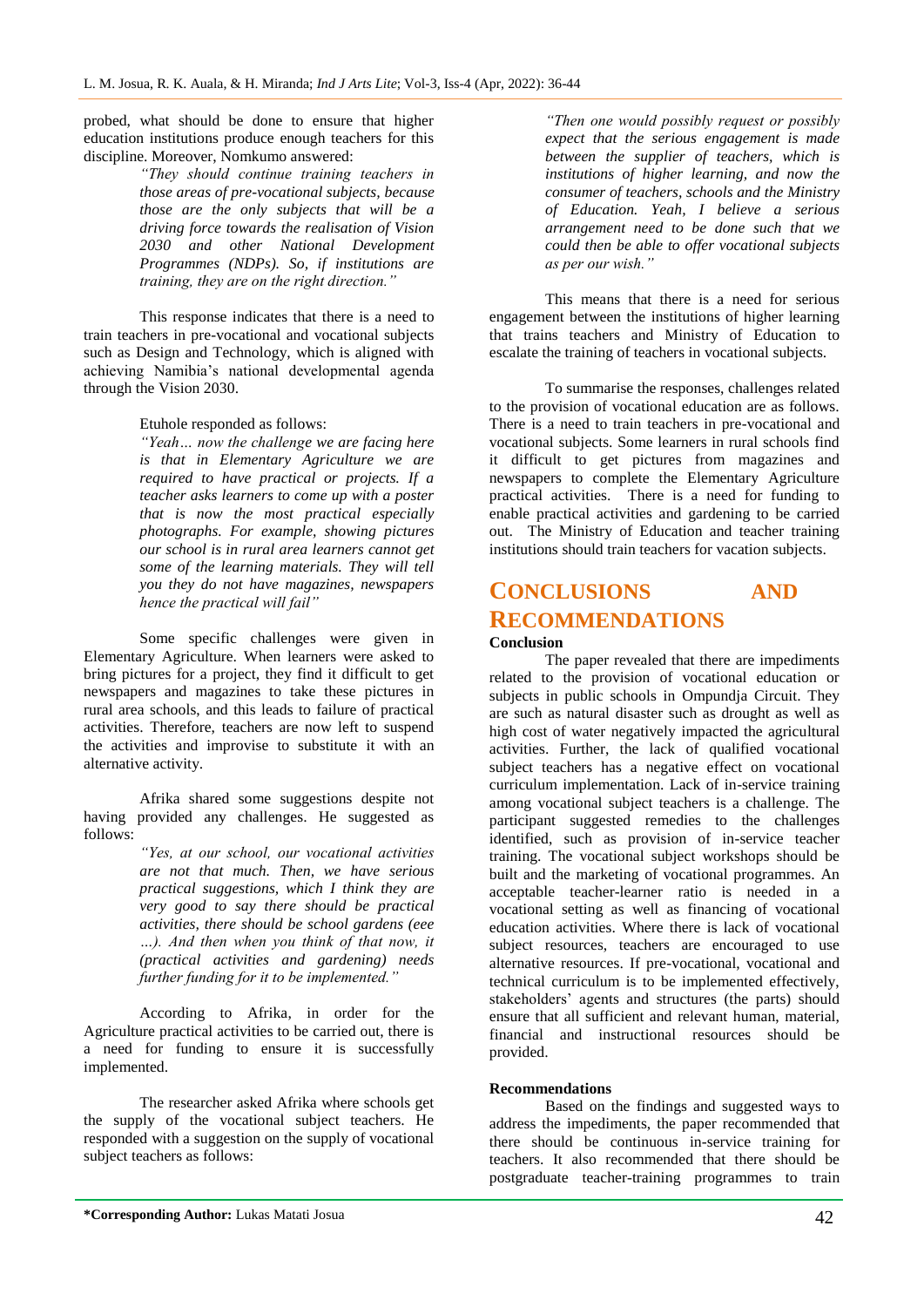probed, what should be done to ensure that higher education institutions produce enough teachers for this discipline. Moreover, Nomkumo answered:

> *"They should continue training teachers in those areas of pre-vocational subjects, because those are the only subjects that will be a driving force towards the realisation of Vision 2030 and other National Development Programmes (NDPs). So, if institutions are training, they are on the right direction."*

This response indicates that there is a need to train teachers in pre-vocational and vocational subjects such as Design and Technology, which is aligned with achieving Namibia's national developmental agenda through the Vision 2030.

Etuhole responded as follows:

> *"Yeah… now the challenge we are facing here is that in Elementary Agriculture we are required to have practical or projects. If a teacher asks learners to come up with a poster that is now the most practical especially photographs. For example, showing pictures our school is in rural area learners cannot get some of the learning materials. They will tell you they do not have magazines, newspapers hence the practical will fail"*

Some specific challenges were given in Elementary Agriculture. When learners were asked to bring pictures for a project, they find it difficult to get newspapers and magazines to take these pictures in rural area schools, and this leads to failure of practical activities. Therefore, teachers are now left to suspend the activities and improvise to substitute it with an alternative activity.

Afrika shared some suggestions despite not having provided any challenges. He suggested as follows:

> *"Yes, at our school, our vocational activities are not that much. Then, we have serious practical suggestions, which I think they are very good to say there should be practical activities, there should be school gardens (eee …). And then when you think of that now, it (practical activities and gardening) needs further funding for it to be implemented."*

According to Afrika, in order for the Agriculture practical activities to be carried out, there is a need for funding to ensure it is successfully implemented.

The researcher asked Afrika where schools get the supply of the vocational subject teachers. He responded with a suggestion on the supply of vocational subject teachers as follows:

> *"Then one would possibly request or possibly expect that the serious engagement is made between the supplier of teachers, which is institutions of higher learning, and now the consumer of teachers, schools and the Ministry of Education. Yeah, I believe a serious arrangement need to be done such that we could then be able to offer vocational subjects as per our wish."*

This means that there is a need for serious engagement between the institutions of higher learning that trains teachers and Ministry of Education to escalate the training of teachers in vocational subjects.

To summarise the responses, challenges related to the provision of vocational education are as follows. There is a need to train teachers in pre-vocational and vocational subjects. Some learners in rural schools find it difficult to get pictures from magazines and newspapers to complete the Elementary Agriculture practical activities. There is a need for funding to enable practical activities and gardening to be carried out. The Ministry of Education and teacher training institutions should train teachers for vacation subjects.

## CONCLUSIONS AND RECOMMENDATIONS

### Conclusion

The paper revealed that there are impediments related to the provision of vocational education or subjects in public schools in Ompundja Circuit. They are such as natural disaster such as drought as well as high cost of water negatively impacted the agricultural activities. Further, the lack of qualified vocational subject teachers has a negative effect on vocational curriculum implementation. Lack of in-service training among vocational subject teachers is a challenge. The participant suggested remedies to the challenges identified, such as provision of in-service teacher training. The vocational subject workshops should be built and the marketing of vocational programmes. An acceptable teacher-learner ratio is needed in a vocational setting as well as financing of vocational education activities. Where there is lack of vocational subject resources, teachers are encouraged to use alternative resources. If pre-vocational, vocational and technical curriculum is to be implemented effectively, stakeholders' agents and structures (the parts) should ensure that all sufficient and relevant human, material, financial and instructional resources should be provided.

### Recommendations

Based on the findings and suggested ways to address the impediments, the paper recommended that there should be continuous in-service training for teachers. It also recommended that there should be postgraduate teacher-training programmes to train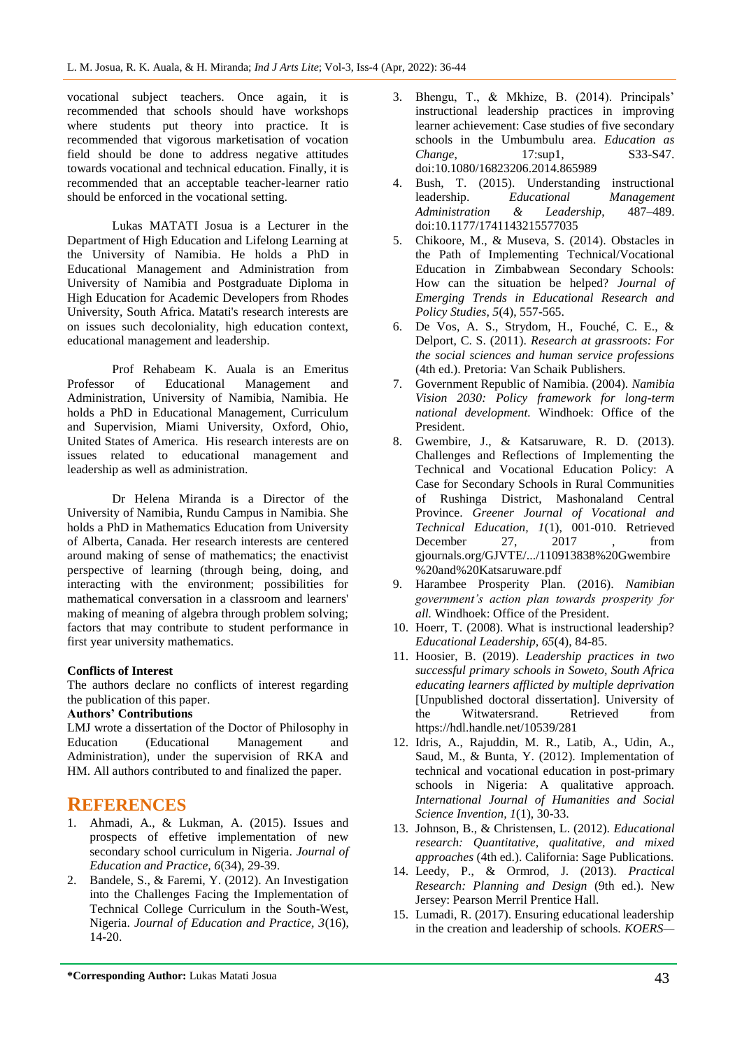vocational subject teachers. Once again, it is recommended that schools should have workshops where students put theory into practice. It is recommended that vigorous marketisation of vocation field should be done to address negative attitudes towards vocational and technical education. Finally, it is recommended that an acceptable teacher-learner ratio should be enforced in the vocational setting.

Lukas MATATI Josua is a Lecturer in the Department of High Education and Lifelong Learning at the University of Namibia. He holds a PhD in Educational Management and Administration from University of Namibia and Postgraduate Diploma in High Education for Academic Developers from Rhodes University, South Africa. Matati's research interests are on issues such decoloniality, high education context, educational management and leadership.

Prof Rehabeam K. Auala is an Emeritus Professor of Educational Management and Administration, University of Namibia, Namibia. He holds a PhD in Educational Management, Curriculum and Supervision, Miami University, Oxford, Ohio, United States of America. His research interests are on issues related to educational management and leadership as well as administration.

Dr Helena Miranda is a Director of the University of Namibia, Rundu Campus in Namibia. She holds a PhD in Mathematics Education from University of Alberta, Canada. Her research interests are centered around making of sense of mathematics; the enactivist perspective of learning (through being, doing, and interacting with the environment; possibilities for mathematical conversation in a classroom and learners' making of meaning of algebra through problem solving; factors that may contribute to student performance in first year university mathematics.

**Conflicts of Interest**

The authors declare no conflicts of interest regarding the publication of this paper.

**Authors' Contributions**

LMJ wrote a dissertation of the Doctor of Philosophy in Education (Educational Management and Administration), under the supervision of RKA and HM. All authors contributed to and finalized the paper.

## REFERENCES

1. Ahmadi, A., & Lukman, A. (2015). Issues and prospects of effetive implementation of new secondary school curriculum in Nigeria. *Journal of Education and Practice, 6*(34), 29-39.
2. Bandele, S., & Faremi, Y. (2012). An Investigation into the Challenges Facing the Implementation of Technical College Curriculum in the South-West, Nigeria. *Journal of Education and Practice, 3*(16), 14-20.
3. Bhengu, T., & Mkhize, B. (2014). Principals' instructional leadership practices in improving learner achievement: Case studies of five secondary schools in the Umbumbulu area. *Education as Change*, 17:sup1, S33-S47. doi:10.1080/16823206.2014.865989
4. Bush, T. (2015). Understanding instructional leadership. *Educational Management Administration & Leadership*, 487–489. doi:10.1177/1741143215577035
5. Chikoore, M., & Museva, S. (2014). Obstacles in the Path of Implementing Technical/Vocational Education in Zimbabwean Secondary Schools: How can the situation be helped? *Journal of Emerging Trends in Educational Research and Policy Studies, 5*(4), 557-565.
6. De Vos, A. S., Strydom, H., Fouché, C. E., & Delport, C. S. (2011). *Research at grassroots: For the social sciences and human service professions* (4th ed.). Pretoria: Van Schaik Publishers.
7. Government Republic of Namibia. (2004). *Namibia Vision 2030: Policy framework for long-term national development.* Windhoek: Office of the President.
8. Gwembire, J., & Katsaruware, R. D. (2013). Challenges and Reflections of Implementing the Technical and Vocational Education Policy: A Case for Secondary Schools in Rural Communities of Rushinga District, Mashonaland Central Province. *Greener Journal of Vocational and Technical Education, 1*(1), 001-010. Retrieved December 27, 2017 , from gjournals.org/GJVTE/.../110913838%20Gwembire%20and%20Katsaruware.pdf
9. Harambee Prosperity Plan. (2016). *Namibian government's action plan towards prosperity for all.* Windhoek: Office of the President.
10. Hoerr, T. (2008). What is instructional leadership? *Educational Leadership, 65*(4), 84-85.
11. Hoosier, B. (2019). *Leadership practices in two successful primary schools in Soweto, South Africa educating learners afflicted by multiple deprivation* [Unpublished doctoral dissertation]. University of the Witwatersrand. Retrieved from https://hdl.handle.net/10539/281
12. Idris, A., Rajuddin, M. R., Latib, A., Udin, A., Saud, M., & Bunta, Y. (2012). Implementation of technical and vocational education in post-primary schools in Nigeria: A qualitative approach. *International Journal of Humanities and Social Science Invention, 1*(1), 30-33.
13. Johnson, B., & Christensen, L. (2012). *Educational research: Quantitative, qualitative, and mixed approaches* (4th ed.). California: Sage Publications.
14. Leedy, P., & Ormrod, J. (2013). *Practical Research: Planning and Design* (9th ed.). New Jersey: Pearson Merril Prentice Hall.
15. Lumadi, R. (2017). Ensuring educational leadership in the creation and leadership of schools. *KOERS—*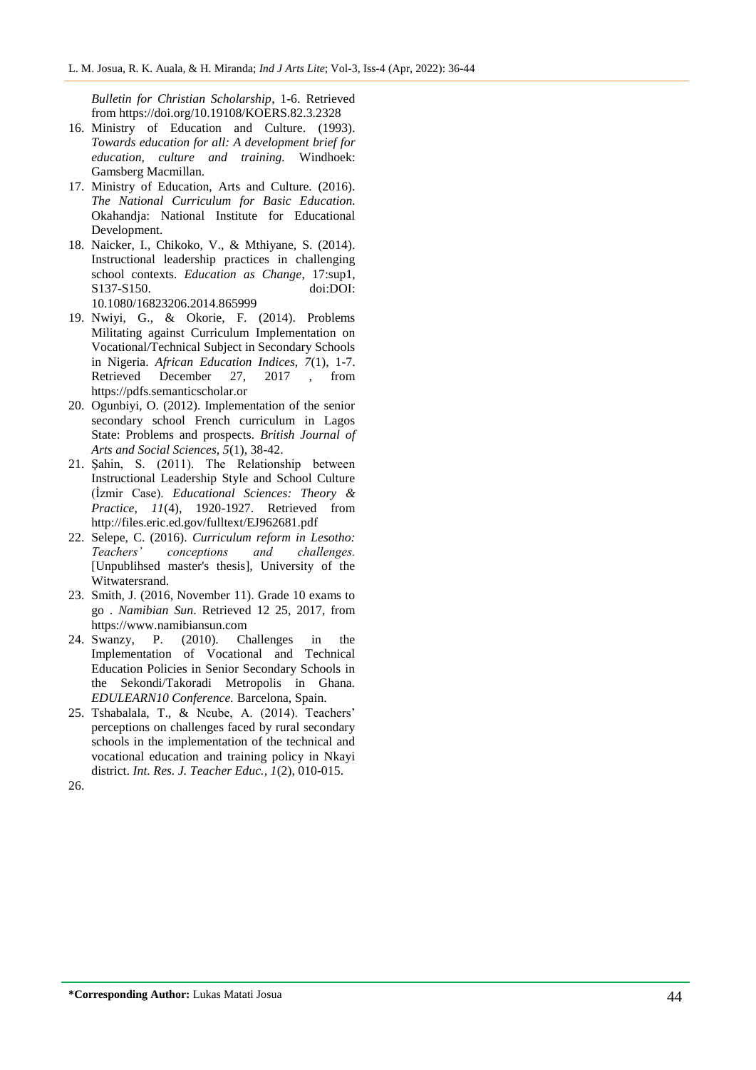*Bulletin for Christian Scholarship*, 1-6. Retrieved from https://doi.org/10.19108/KOERS.82.3.2328

16. Ministry of Education and Culture. (1993). *Towards education for all: A development brief for education, culture and training.* Windhoek: Gamsberg Macmillan.
17. Ministry of Education, Arts and Culture. (2016). *The National Curriculum for Basic Education.* Okahandja: National Institute for Educational Development.
18. Naicker, I., Chikoko, V., & Mthiyane, S. (2014). Instructional leadership practices in challenging school contexts. *Education as Change*, 17:sup1, S137-S150. doi:DOI: 10.1080/16823206.2014.865999
19. Nwiyi, G., & Okorie, F. (2014). Problems Militating against Curriculum Implementation on Vocational/Technical Subject in Secondary Schools in Nigeria. *African Education Indices, 7*(1), 1-7. Retrieved December 27, 2017 , from https://pdfs.semanticscholar.or
20. Ogunbiyi, O. (2012). Implementation of the senior secondary school French curriculum in Lagos State: Problems and prospects. *British Journal of Arts and Social Sciences, 5*(1), 38-42.
21. Şahin, S. (2011). The Relationship between Instructional Leadership Style and School Culture (İzmir Case). *Educational Sciences: Theory & Practice, 11*(4), 1920-1927. Retrieved from http://files.eric.ed.gov/fulltext/EJ962681.pdf
22. Selepe, C. (2016). *Curriculum reform in Lesotho: Teachers' conceptions and challenges.* [Unpublihsed master's thesis], University of the Witwatersrand.
23. Smith, J. (2016, November 11). Grade 10 exams to go . *Namibian Sun*. Retrieved 12 25, 2017, from https://www.namibiansun.com
24. Swanzy, P. (2010). Challenges in the Implementation of Vocational and Technical Education Policies in Senior Secondary Schools in the Sekondi/Takoradi Metropolis in Ghana. *EDULEARN10 Conference.* Barcelona, Spain.
25. Tshabalala, T., & Ncube, A. (2014). Teachers' perceptions on challenges faced by rural secondary schools in the implementation of the technical and vocational education and training policy in Nkayi district. *Int. Res. J. Teacher Educ., 1*(2), 010-015.
26.

**\*Corresponding Author:** Lukas Matati Josua